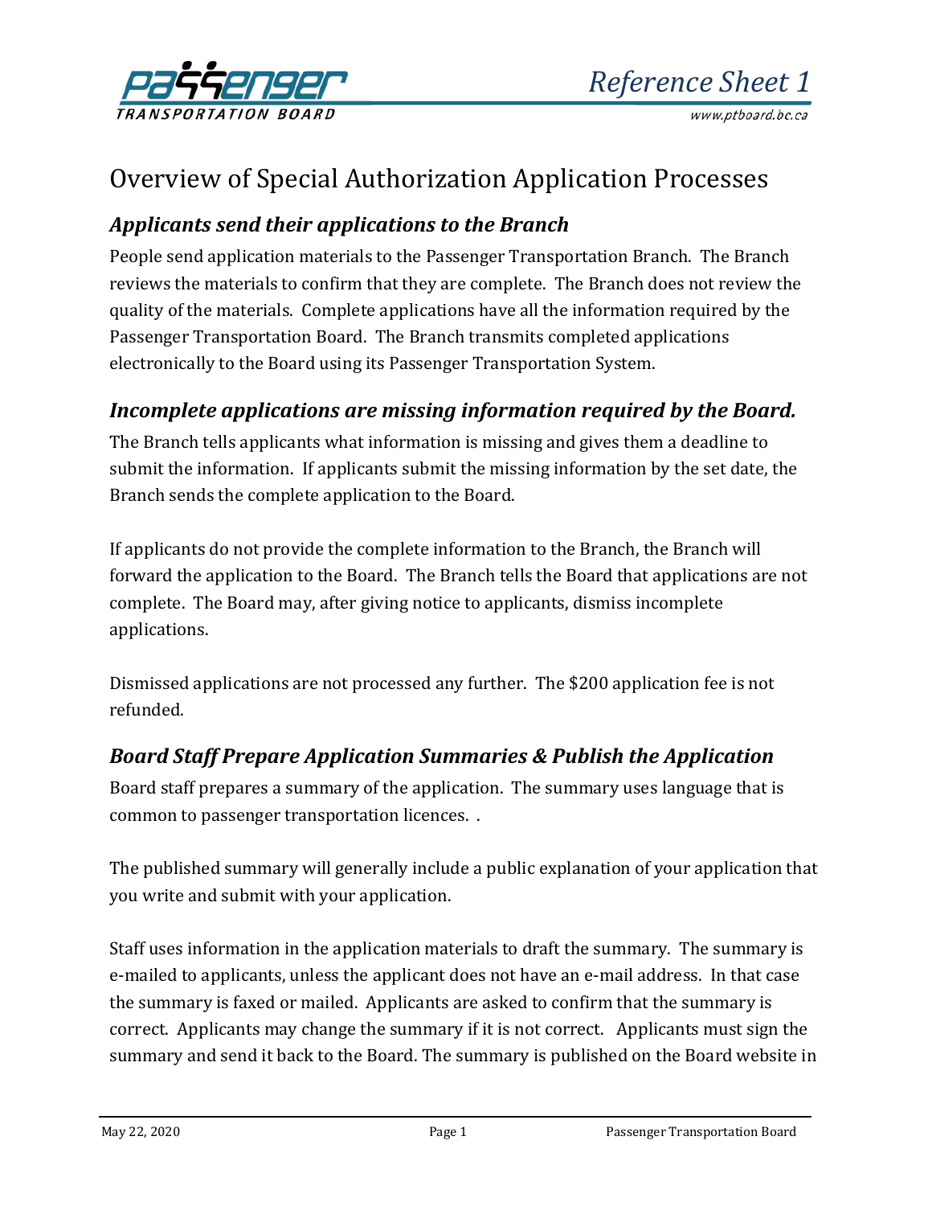# Overview of Special Authorization Application Processes

## *Applicants send their applications to the Branch*

People send application materials to the Passenger Transportation Branch. The Branch reviews the materials to confirm that they are complete. The Branch does not review the quality of the materials. Complete applications have all the information required by the Passenger Transportation Board. The Branch transmits completed applications electronically to the Board using its Passenger Transportation System.

## *Incomplete applications are missing information required by the Board.*

The Branch tells applicants what information is missing and gives them a deadline to submit the information. If applicants submit the missing information by the set date, the Branch sends the complete application to the Board.

If applicants do not provide the complete information to the Branch, the Branch will forward the application to the Board. The Branch tells the Board that applications are not complete. The Board may, after giving notice to applicants, dismiss incomplete applications.

Dismissed applications are not processed any further. The $200 application fee is not refunded.

## *Board Staff Prepare Application Summaries & Publish the Application*

Board staff prepares a summary of the application. The summary uses language that is common to passenger transportation licences. .

The published summary will generally include a public explanation of your application that you write and submit with your application.

Staff uses information in the application materials to draft the summary. The summary is e-mailed to applicants, unless the applicant does not have an e-mail address. In that case the summary is faxed or mailed. Applicants are asked to confirm that the summary is correct. Applicants may change the summary if it is not correct. Applicants must sign the summary and send it back to the Board. The summary is published on the Board website in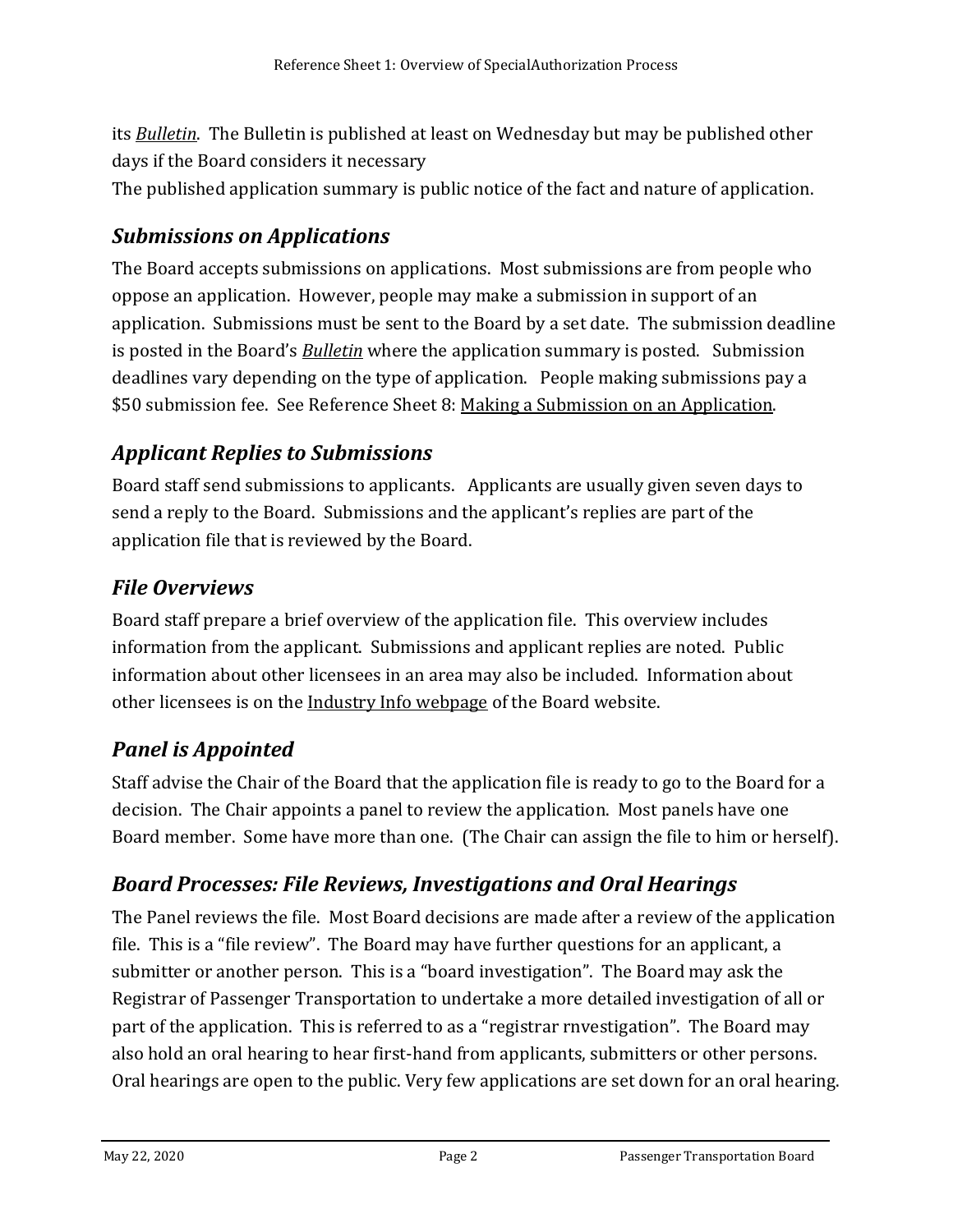its *Bulletin*. The Bulletin is published at least on Wednesday but may be published other days if the Board considers it necessary

The published application summary is public notice of the fact and nature of application.

## *Submissions on Applications*

The Board accepts submissions on applications. Most submissions are from people who oppose an application. However, people may make a submission in support of an application. Submissions must be sent to the Board by a set date. The submission deadline is posted in the Board's *Bulletin* where the application summary is posted. Submission deadlines vary depending on the type of application. People making submissions pay a $50 submission fee. See Reference Sheet 8: Making a Submission on an Application.

## *Applicant Replies to Submissions*

Board staff send submissions to applicants. Applicants are usually given seven days to send a reply to the Board. Submissions and the applicant's replies are part of the application file that is reviewed by the Board.

## *File Overviews*

Board staff prepare a brief overview of the application file. This overview includes information from the applicant. Submissions and applicant replies are noted. Public information about other licensees in an area may also be included. Information about other licensees is on the Industry Info webpage of the Board website.

## *Panel is Appointed*

Staff advise the Chair of the Board that the application file is ready to go to the Board for a decision. The Chair appoints a panel to review the application. Most panels have one Board member. Some have more than one. (The Chair can assign the file to him or herself).

## *Board Processes: File Reviews, Investigations and Oral Hearings*

The Panel reviews the file. Most Board decisions are made after a review of the application file. This is a "file review". The Board may have further questions for an applicant, a submitter or another person. This is a "board investigation". The Board may ask the Registrar of Passenger Transportation to undertake a more detailed investigation of all or part of the application. This is referred to as a "registrar rnvestigation". The Board may also hold an oral hearing to hear first-hand from applicants, submitters or other persons. Oral hearings are open to the public. Very few applications are set down for an oral hearing.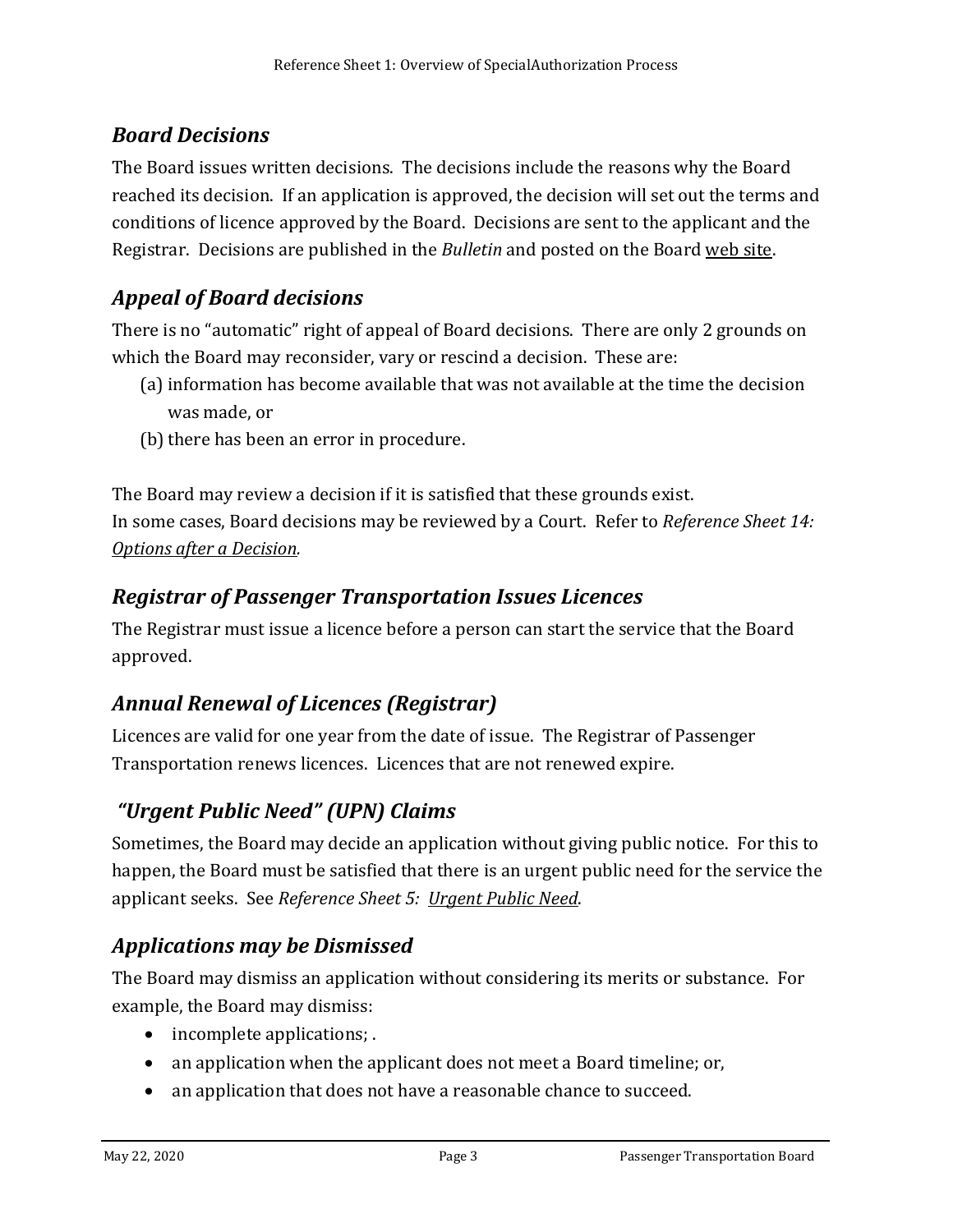## *Board Decisions*

The Board issues written decisions. The decisions include the reasons why the Board reached its decision. If an application is approved, the decision will set out the terms and conditions of licence approved by the Board. Decisions are sent to the applicant and the Registrar. Decisions are published in the *Bulletin* and posted on the Board web site.

## *Appeal of Board decisions*

There is no "automatic" right of appeal of Board decisions. There are only 2 grounds on which the Board may reconsider, vary or rescind a decision. These are:

(a) information has become available that was not available at the time the decision was made, or

(b) there has been an error in procedure.

The Board may review a decision if it is satisfied that these grounds exist.
In some cases, Board decisions may be reviewed by a Court. Refer to *Reference Sheet 14: Options after a Decision.*

## *Registrar of Passenger Transportation Issues Licences*

The Registrar must issue a licence before a person can start the service that the Board approved.

## *Annual Renewal of Licences (Registrar)*

Licences are valid for one year from the date of issue. The Registrar of Passenger Transportation renews licences. Licences that are not renewed expire.

## *"Urgent Public Need" (UPN) Claims*

Sometimes, the Board may decide an application without giving public notice. For this to happen, the Board must be satisfied that there is an urgent public need for the service the applicant seeks. See *Reference Sheet 5: Urgent Public Need*.

## *Applications may be Dismissed*

The Board may dismiss an application without considering its merits or substance. For example, the Board may dismiss:

- incomplete applications; .
- an application when the applicant does not meet a Board timeline; or,
- an application that does not have a reasonable chance to succeed.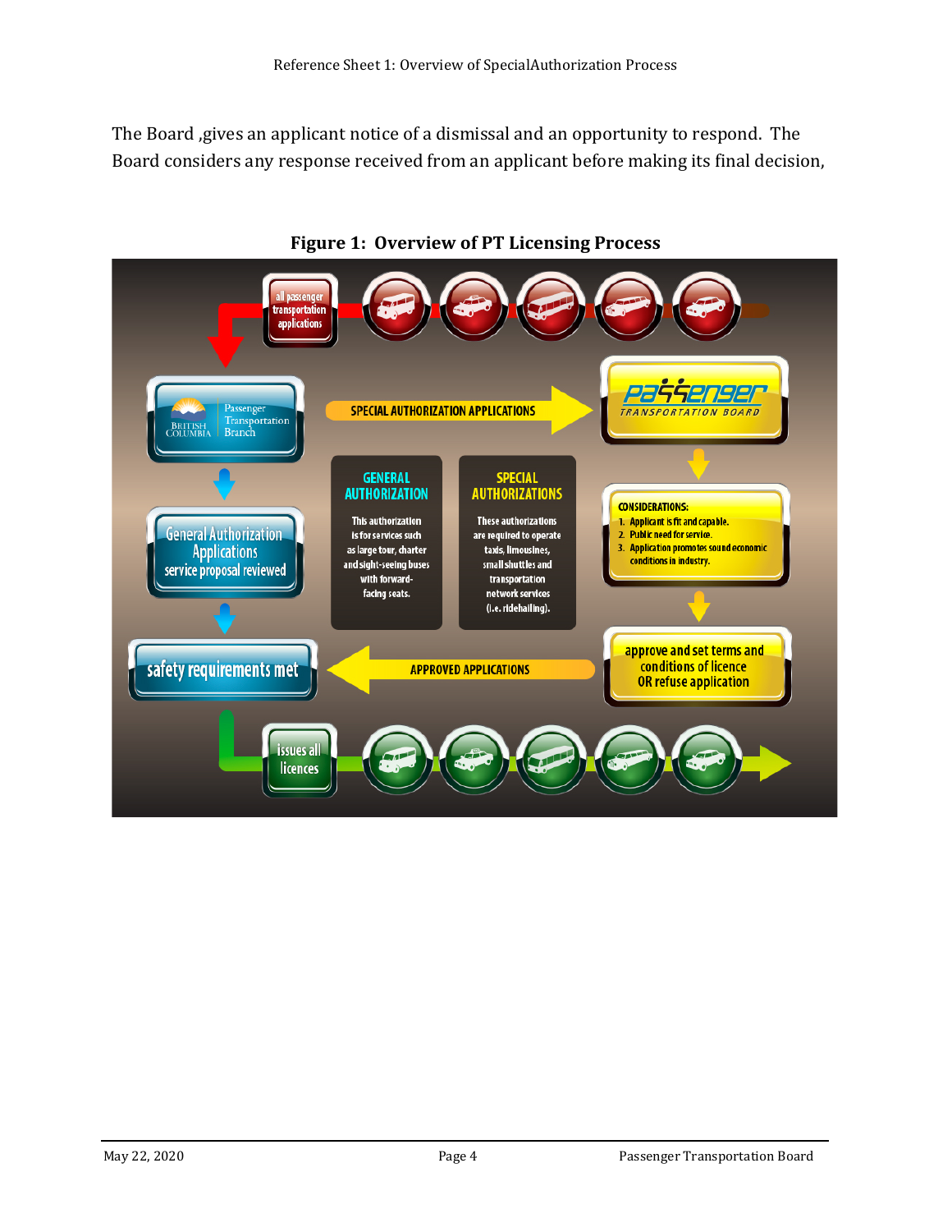The Board ,gives an applicant notice of a dismissal and an opportunity to respond. The Board considers any response received from an applicant before making its final decision,

**Figure 1: Overview of PT Licensing Process**

all passenger transportation applications

BRITISH COLUMBIA Passenger Transportation Branch

SPECIAL AUTHORIZATION APPLICATIONS

Passenger TRANSPORTATION BOARD

General Authorization Applications service proposal reviewed

GENERAL AUTHORIZATION

This authorization is for services such as large tour, charter and sight-seeing buses with forward-facing seats.

SPECIAL AUTHORIZATIONS

These authorizations are required to operate taxis, limousines, small shuttles and transportation network services (i.e. ridehailing).

CONSIDERATIONS:
1. Applicant is fit and capable.
2. Public need for service.
3. Application promotes sound economic conditions in industry.

safety requirements met

APPROVED APPLICATIONS

approve and set terms and conditions of licence OR refuse application

issues all licences